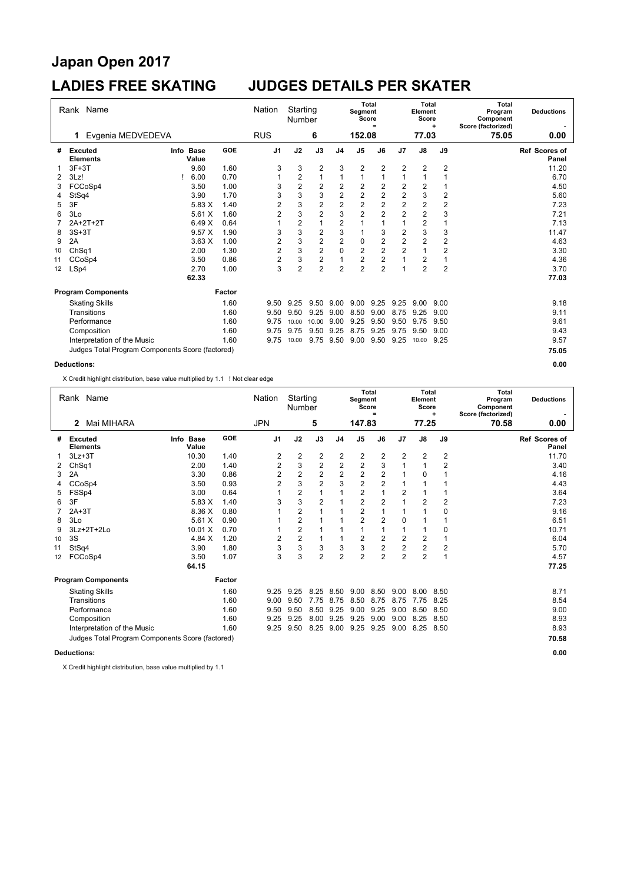# Japan Open 2017

## LADIES FREE SKATING JUDGES DETAILS PER SKATER

| Rank | Name | Nation | Starting Number | Total Segment Score = | Total Element Score + | Total Program Component Score (factorized) | Deductions - |
|---|---|---|---|---|---|---|---|
| 1 | Evgenia MEDVEDEVA | RUS | 6 | 152.08 | 77.03 | 75.05 | 0.00 |

| # | Excuted Elements | Info | Base Value | GOE | J1 | J2 | J3 | J4 | J5 | J6 | J7 | J8 | J9 | Ref | Scores of Panel |
|---|---|---|---|---|---|---|---|---|---|---|---|---|---|---|---|
| 1 | 3F+3T | | 9.60 | 1.60 | 3 | 3 | 2 | 3 | 2 | 2 | 2 | 2 | 2 | | 11.20 |
| 2 | 3Lz! | ! | 6.00 | 0.70 | 1 | 2 | 1 | 1 | 1 | 1 | 1 | 1 | 1 | | 6.70 |
| 3 | FCCoSp4 | | 3.50 | 1.00 | 3 | 2 | 2 | 2 | 2 | 2 | 2 | 2 | 1 | | 4.50 |
| 4 | StSq4 | | 3.90 | 1.70 | 3 | 3 | 3 | 2 | 2 | 2 | 2 | 3 | 2 | | 5.60 |
| 5 | 3F | | 5.83 X | 1.40 | 2 | 3 | 2 | 2 | 2 | 2 | 2 | 2 | 2 | | 7.23 |
| 6 | 3Lo | | 5.61 X | 1.60 | 2 | 3 | 2 | 3 | 2 | 2 | 2 | 2 | 3 | | 7.21 |
| 7 | 2A+2T+2T | | 6.49 X | 0.64 | 1 | 2 | 1 | 2 | 1 | 1 | 1 | 2 | 1 | | 7.13 |
| 8 | 3S+3T | | 9.57 X | 1.90 | 3 | 3 | 2 | 3 | 1 | 3 | 2 | 3 | 3 | | 11.47 |
| 9 | 2A | | 3.63 X | 1.00 | 2 | 3 | 2 | 2 | 0 | 2 | 2 | 2 | 2 | | 4.63 |
| 10 | ChSq1 | | 2.00 | 1.30 | 2 | 3 | 2 | 0 | 2 | 2 | 2 | 1 | 2 | | 3.30 |
| 11 | CCoSp4 | | 3.50 | 0.86 | 2 | 3 | 2 | 1 | 2 | 2 | 1 | 2 | 1 | | 4.36 |
| 12 | LSp4 | | 2.70 | 1.00 | 3 | 2 | 2 | 2 | 2 | 2 | 1 | 2 | 2 | | 3.70 |
| | | | 62.33 | | | | | | | | | | | | 77.03 |

| Program Components | Factor | J1 | J2 | J3 | J4 | J5 | J6 | J7 | J8 | J9 | Scores of Panel |
|---|---|---|---|---|---|---|---|---|---|---|---|
| Skating Skills | 1.60 | 9.50 | 9.25 | 9.50 | 9.00 | 9.00 | 9.25 | 9.25 | 9.00 | 9.00 | 9.18 |
| Transitions | 1.60 | 9.50 | 9.50 | 9.25 | 9.00 | 8.50 | 9.00 | 8.75 | 9.25 | 9.00 | 9.11 |
| Performance | 1.60 | 9.75 | 10.00 | 10.00 | 9.00 | 9.25 | 9.50 | 9.50 | 9.75 | 9.50 | 9.61 |
| Composition | 1.60 | 9.75 | 9.75 | 9.50 | 9.25 | 8.75 | 9.25 | 9.75 | 9.50 | 9.00 | 9.43 |
| Interpretation of the Music | 1.60 | 9.75 | 10.00 | 9.75 | 9.50 | 9.00 | 9.50 | 9.25 | 10.00 | 9.25 | 9.57 |
| Judges Total Program Components Score (factored) | | | | | | | | | | | 75.05 |

**Deductions:** 0.00

X Credit highlight distribution, base value multiplied by 1.1 ! Not clear edge

| Rank | Name | Nation | Starting Number | Total Segment Score = | Total Element Score + | Total Program Component Score (factorized) | Deductions - |
|---|---|---|---|---|---|---|---|
| 2 | Mai MIHARA | JPN | 5 | 147.83 | 77.25 | 70.58 | 0.00 |

| # | Excuted Elements | Info | Base Value | GOE | J1 | J2 | J3 | J4 | J5 | J6 | J7 | J8 | J9 | Ref | Scores of Panel |
|---|---|---|---|---|---|---|---|---|---|---|---|---|---|---|---|
| 1 | 3Lz+3T | | 10.30 | 1.40 | 2 | 2 | 2 | 2 | 2 | 2 | 2 | 2 | 2 | | 11.70 |
| 2 | ChSq1 | | 2.00 | 1.40 | 2 | 3 | 2 | 2 | 2 | 3 | 1 | 1 | 2 | | 3.40 |
| 3 | 2A | | 3.30 | 0.86 | 2 | 2 | 2 | 2 | 2 | 2 | 1 | 0 | 1 | | 4.16 |
| 4 | CCoSp4 | | 3.50 | 0.93 | 2 | 3 | 2 | 3 | 2 | 2 | 1 | 1 | 1 | | 4.43 |
| 5 | FSSp4 | | 3.00 | 0.64 | 1 | 2 | 1 | 1 | 2 | 1 | 2 | 1 | 1 | | 3.64 |
| 6 | 3F | | 5.83 X | 1.40 | 3 | 3 | 2 | 1 | 2 | 2 | 1 | 2 | 2 | | 7.23 |
| 7 | 2A+3T | | 8.36 X | 0.80 | 1 | 2 | 1 | 1 | 2 | 1 | 1 | 1 | 0 | | 9.16 |
| 8 | 3Lo | | 5.61 X | 0.90 | 1 | 2 | 1 | 1 | 2 | 2 | 0 | 1 | 1 | | 6.51 |
| 9 | 3Lz+2T+2Lo | | 10.01 X | 0.70 | 1 | 2 | 1 | 1 | 1 | 1 | 1 | 1 | 0 | | 10.71 |
| 10 | 3S | | 4.84 X | 1.20 | 2 | 2 | 1 | 1 | 2 | 2 | 2 | 2 | 1 | | 6.04 |
| 11 | StSq4 | | 3.90 | 1.80 | 3 | 3 | 3 | 3 | 3 | 2 | 2 | 2 | 2 | | 5.70 |
| 12 | FCCoSp4 | | 3.50 | 1.07 | 3 | 3 | 2 | 2 | 2 | 2 | 2 | 2 | 1 | | 4.57 |
| | | | 64.15 | | | | | | | | | | | | 77.25 |

| Program Components | Factor | J1 | J2 | J3 | J4 | J5 | J6 | J7 | J8 | J9 | Scores of Panel |
|---|---|---|---|---|---|---|---|---|---|---|---|
| Skating Skills | 1.60 | 9.25 | 9.25 | 8.25 | 8.50 | 9.00 | 8.50 | 9.00 | 8.00 | 8.50 | 8.71 |
| Transitions | 1.60 | 9.00 | 9.50 | 7.75 | 8.75 | 8.50 | 8.75 | 8.75 | 7.75 | 8.25 | 8.54 |
| Performance | 1.60 | 9.50 | 9.50 | 8.50 | 9.25 | 9.00 | 9.25 | 9.00 | 8.50 | 8.50 | 9.00 |
| Composition | 1.60 | 9.25 | 9.25 | 8.00 | 9.25 | 9.25 | 9.00 | 9.00 | 8.25 | 8.50 | 8.93 |
| Interpretation of the Music | 1.60 | 9.25 | 9.50 | 8.25 | 9.00 | 9.25 | 9.25 | 9.00 | 8.25 | 8.50 | 8.93 |
| Judges Total Program Components Score (factored) | | | | | | | | | | | 70.58 |

**Deductions:** 0.00

X Credit highlight distribution, base value multiplied by 1.1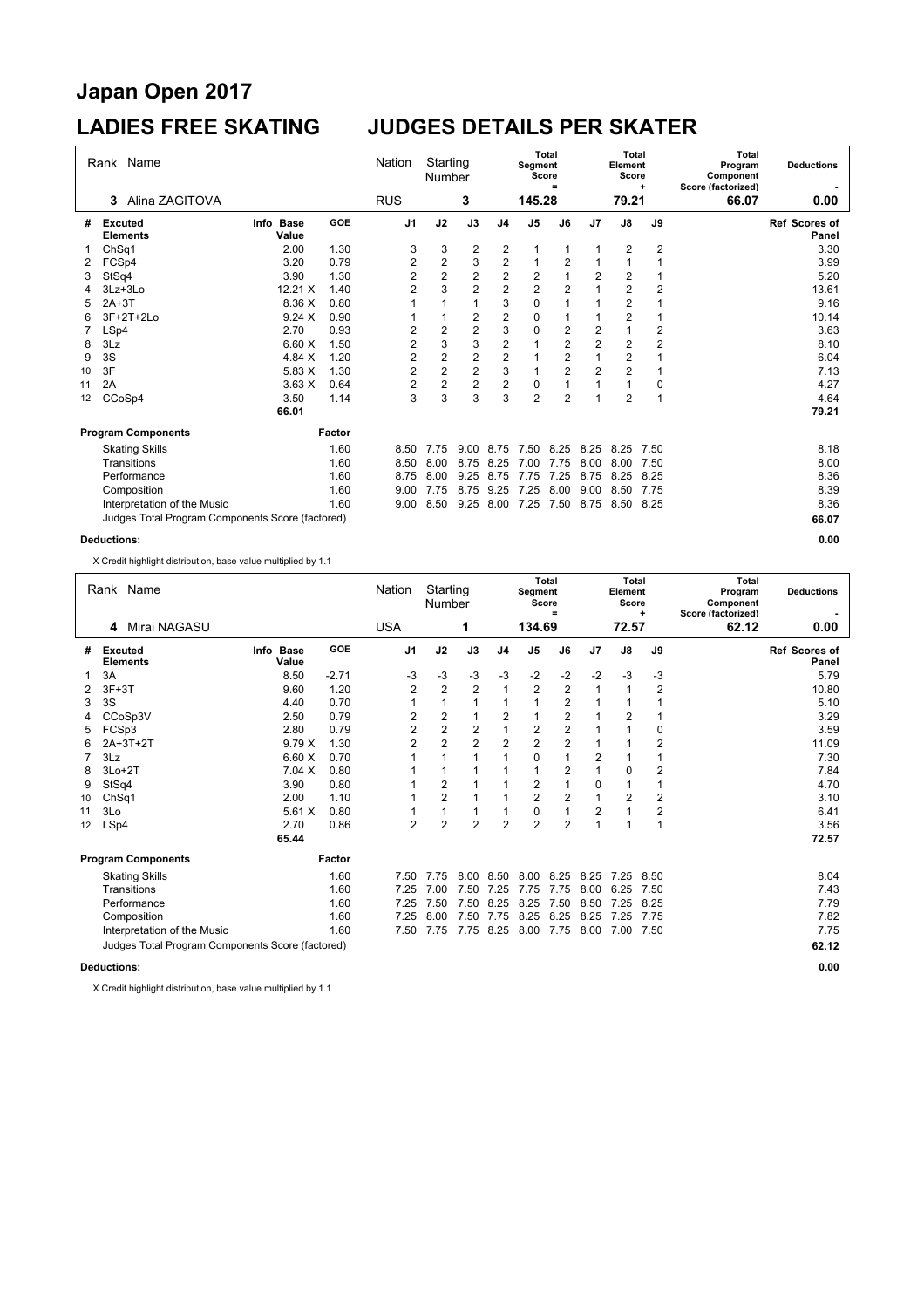# Japan Open 2017

## LADIES FREE SKATING JUDGES DETAILS PER SKATER

| Rank | Name | Nation | Starting Number | Total Segment Score = | Total Element Score + | Total Program Component Score (factorized) | Deductions - |
|---|---|---|---|---|---|---|---|
| 3 | Alina ZAGITOVA | RUS | 3 | 145.28 | 79.21 | 66.07 | 0.00 |

| # | Excuted Elements | Info | Base Value | GOE | J1 | J2 | J3 | J4 | J5 | J6 | J7 | J8 | J9 | Ref | Scores of Panel |
|---|---|---|---|---|---|---|---|---|---|---|---|---|---|---|---|
| 1 | ChSq1 | | 2.00 | 1.30 | 3 | 3 | 2 | 2 | 1 | 1 | 1 | 2 | 2 | | 3.30 |
| 2 | FCSp4 | | 3.20 | 0.79 | 2 | 2 | 3 | 2 | 1 | 2 | 1 | 1 | 1 | | 3.99 |
| 3 | StSq4 | | 3.90 | 1.30 | 2 | 2 | 2 | 2 | 2 | 1 | 2 | 2 | 1 | | 5.20 |
| 4 | 3Lz+3Lo | | 12.21 X | 1.40 | 2 | 3 | 2 | 2 | 2 | 2 | 1 | 2 | 2 | | 13.61 |
| 5 | 2A+3T | | 8.36 X | 0.80 | 1 | 1 | 1 | 3 | 0 | 1 | 1 | 2 | 1 | | 9.16 |
| 6 | 3F+2T+2Lo | | 9.24 X | 0.90 | 1 | 1 | 2 | 2 | 0 | 1 | 1 | 2 | 1 | | 10.14 |
| 7 | LSp4 | | 2.70 | 0.93 | 2 | 2 | 2 | 3 | 0 | 2 | 2 | 1 | 2 | | 3.63 |
| 8 | 3Lz | | 6.60 X | 1.50 | 2 | 3 | 3 | 2 | 1 | 2 | 2 | 2 | 2 | | 8.10 |
| 9 | 3S | | 4.84 X | 1.20 | 2 | 2 | 2 | 2 | 1 | 2 | 1 | 2 | 1 | | 6.04 |
| 10 | 3F | | 5.83 X | 1.30 | 2 | 2 | 2 | 3 | 1 | 2 | 2 | 2 | 1 | | 7.13 |
| 11 | 2A | | 3.63 X | 0.64 | 2 | 2 | 2 | 2 | 0 | 1 | 1 | 1 | 0 | | 4.27 |
| 12 | CCoSp4 | | 3.50 | 1.14 | 3 | 3 | 3 | 3 | 2 | 2 | 1 | 2 | 1 | | 4.64 |
| | | | 66.01 | | | | | | | | | | | | 79.21 |

| Program Components | Factor | J1 | J2 | J3 | J4 | J5 | J6 | J7 | J8 | J9 | Scores of Panel |
|---|---|---|---|---|---|---|---|---|---|---|---|
| Skating Skills | 1.60 | 8.50 | 7.75 | 9.00 | 8.75 | 7.50 | 8.25 | 8.25 | 8.25 | 7.50 | 8.18 |
| Transitions | 1.60 | 8.50 | 8.00 | 8.75 | 8.25 | 7.00 | 7.75 | 8.00 | 8.00 | 7.50 | 8.00 |
| Performance | 1.60 | 8.75 | 8.00 | 9.25 | 8.75 | 7.75 | 7.25 | 8.75 | 8.25 | 8.25 | 8.36 |
| Composition | 1.60 | 9.00 | 7.75 | 8.75 | 9.25 | 7.25 | 8.00 | 9.00 | 8.50 | 7.75 | 8.39 |
| Interpretation of the Music | 1.60 | 9.00 | 8.50 | 9.25 | 8.00 | 7.25 | 7.50 | 8.75 | 8.50 | 8.25 | 8.36 |
| Judges Total Program Components Score (factored) | | | | | | | | | | | 66.07 |

**Deductions:** 0.00

X Credit highlight distribution, base value multiplied by 1.1

| Rank | Name | Nation | Starting Number | Total Segment Score = | Total Element Score + | Total Program Component Score (factorized) | Deductions - |
|---|---|---|---|---|---|---|---|
| 4 | Mirai NAGASU | USA | 1 | 134.69 | 72.57 | 62.12 | 0.00 |

| # | Excuted Elements | Info | Base Value | GOE | J1 | J2 | J3 | J4 | J5 | J6 | J7 | J8 | J9 | Ref | Scores of Panel |
|---|---|---|---|---|---|---|---|---|---|---|---|---|---|---|---|
| 1 | 3A | | 8.50 | -2.71 | -3 | -3 | -3 | -3 | -2 | -2 | -2 | -3 | -3 | | 5.79 |
| 2 | 3F+3T | | 9.60 | 1.20 | 2 | 2 | 2 | 1 | 2 | 2 | 1 | 1 | 2 | | 10.80 |
| 3 | 3S | | 4.40 | 0.70 | 1 | 1 | 1 | 1 | 1 | 2 | 1 | 1 | 1 | | 5.10 |
| 4 | CCoSp3V | | 2.50 | 0.79 | 2 | 2 | 1 | 2 | 1 | 2 | 1 | 2 | 1 | | 3.29 |
| 5 | FCSp3 | | 2.80 | 0.79 | 2 | 2 | 2 | 1 | 2 | 2 | 1 | 1 | 0 | | 3.59 |
| 6 | 2A+3T+2T | | 9.79 X | 1.30 | 2 | 2 | 2 | 2 | 2 | 2 | 1 | 1 | 2 | | 11.09 |
| 7 | 3Lz | | 6.60 X | 0.70 | 1 | 1 | 1 | 1 | 0 | 1 | 2 | 1 | 1 | | 7.30 |
| 8 | 3Lo+2T | | 7.04 X | 0.80 | 1 | 1 | 1 | 1 | 1 | 2 | 1 | 0 | 2 | | 7.84 |
| 9 | StSq4 | | 3.90 | 0.80 | 1 | 2 | 1 | 1 | 2 | 1 | 0 | 1 | 1 | | 4.70 |
| 10 | ChSq1 | | 2.00 | 1.10 | 1 | 2 | 1 | 1 | 2 | 2 | 1 | 2 | 2 | | 3.10 |
| 11 | 3Lo | | 5.61 X | 0.80 | 1 | 1 | 1 | 1 | 0 | 1 | 2 | 1 | 2 | | 6.41 |
| 12 | LSp4 | | 2.70 | 0.86 | 2 | 2 | 2 | 2 | 2 | 2 | 1 | 1 | 1 | | 3.56 |
| | | | 65.44 | | | | | | | | | | | | 72.57 |

| Program Components | Factor | J1 | J2 | J3 | J4 | J5 | J6 | J7 | J8 | J9 | Scores of Panel |
|---|---|---|---|---|---|---|---|---|---|---|---|
| Skating Skills | 1.60 | 7.50 | 7.75 | 8.00 | 8.50 | 8.00 | 8.25 | 8.25 | 7.25 | 8.50 | 8.04 |
| Transitions | 1.60 | 7.25 | 7.00 | 7.50 | 7.25 | 7.75 | 7.75 | 8.00 | 6.25 | 7.50 | 7.43 |
| Performance | 1.60 | 7.25 | 7.50 | 7.50 | 8.25 | 8.25 | 7.50 | 8.50 | 7.25 | 8.25 | 7.79 |
| Composition | 1.60 | 7.25 | 8.00 | 7.50 | 7.75 | 8.25 | 8.25 | 8.25 | 7.25 | 7.75 | 7.82 |
| Interpretation of the Music | 1.60 | 7.50 | 7.75 | 7.75 | 8.25 | 8.00 | 7.75 | 8.00 | 7.00 | 7.50 | 7.75 |
| Judges Total Program Components Score (factored) | | | | | | | | | | | 62.12 |

**Deductions:** 0.00

X Credit highlight distribution, base value multiplied by 1.1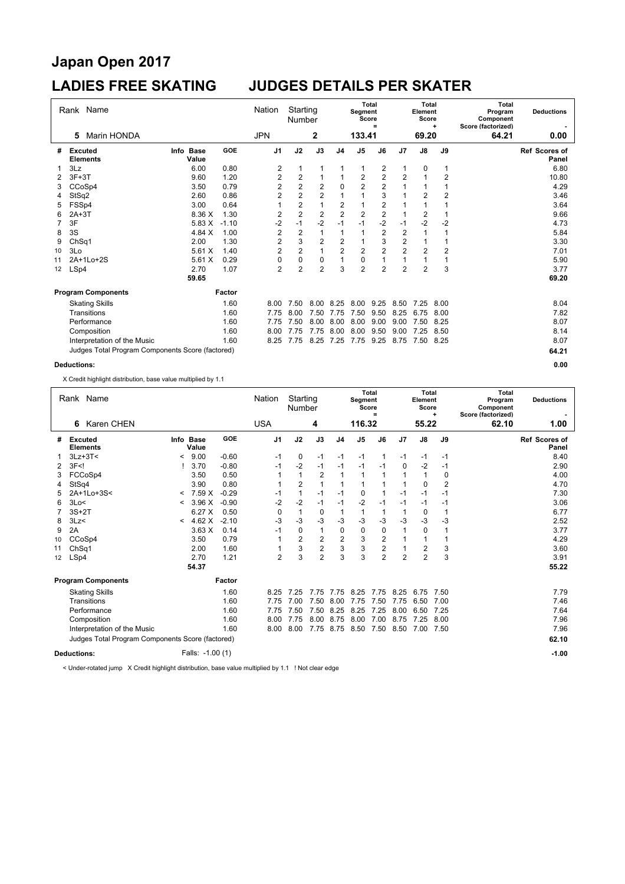# Japan Open 2017

## LADIES FREE SKATING JUDGES DETAILS PER SKATER

| Rank | Name | Nation | Starting Number | Total Segment Score = | Total Element Score + | Total Program Component Score (factorized) | Deductions - |
|---|---|---|---|---|---|---|---|
| 5 | Marin HONDA | JPN | 2 | 133.41 | 69.20 | 64.21 | 0.00 |

| # | Excuted Elements | Info | Base Value | | GOE | J1 | J2 | J3 | J4 | J5 | J6 | J7 | J8 | J9 | Ref | Scores of Panel |
|---|---|---|---|---|---|---|---|---|---|---|---|---|---|---|---|---|
| 1 | 3Lz | | 6.00 | | 0.80 | 2 | 1 | 1 | 1 | 1 | 2 | 1 | 0 | 1 | | 6.80 |
| 2 | 3F+3T | | 9.60 | | 1.20 | 2 | 2 | 1 | 1 | 2 | 2 | 2 | 1 | 2 | | 10.80 |
| 3 | CCoSp4 | | 3.50 | | 0.79 | 2 | 2 | 2 | 0 | 2 | 2 | 1 | 1 | 1 | | 4.29 |
| 4 | StSq2 | | 2.60 | | 0.86 | 2 | 2 | 2 | 1 | 1 | 3 | 1 | 2 | 2 | | 3.46 |
| 5 | FSSp4 | | 3.00 | | 0.64 | 1 | 2 | 1 | 2 | 1 | 2 | 1 | 1 | 1 | | 3.64 |
| 6 | 2A+3T | | 8.36 | X | 1.30 | 2 | 2 | 2 | 2 | 2 | 2 | 1 | 2 | 1 | | 9.66 |
| 7 | 3F | | 5.83 | X | -1.10 | -2 | -1 | -2 | -1 | -1 | -2 | -1 | -2 | -2 | | 4.73 |
| 8 | 3S | | 4.84 | X | 1.00 | 2 | 2 | 1 | 1 | 1 | 2 | 2 | 1 | 1 | | 5.84 |
| 9 | ChSq1 | | 2.00 | | 1.30 | 2 | 3 | 2 | 2 | 1 | 3 | 2 | 1 | 1 | | 3.30 |
| 10 | 3Lo | | 5.61 | X | 1.40 | 2 | 2 | 1 | 2 | 2 | 2 | 2 | 2 | 2 | | 7.01 |
| 11 | 2A+1Lo+2S | | 5.61 | X | 0.29 | 0 | 0 | 0 | 1 | 0 | 1 | 1 | 1 | 1 | | 5.90 |
| 12 | LSp4 | | 2.70 | | 1.07 | 2 | 2 | 2 | 3 | 2 | 2 | 2 | 2 | 3 | | 3.77 |
| | | | 59.65 | | | | | | | | | | | | | 69.20 |

| Program Components | Factor | J1 | J2 | J3 | J4 | J5 | J6 | J7 | J8 | J9 | Scores of Panel |
|---|---|---|---|---|---|---|---|---|---|---|---|
| Skating Skills | 1.60 | 8.00 | 7.50 | 8.00 | 8.25 | 8.00 | 9.25 | 8.50 | 7.25 | 8.00 | 8.04 |
| Transitions | 1.60 | 7.75 | 8.00 | 7.50 | 7.75 | 7.50 | 9.50 | 8.25 | 6.75 | 8.00 | 7.82 |
| Performance | 1.60 | 7.75 | 7.50 | 8.00 | 8.00 | 8.00 | 9.00 | 9.00 | 7.50 | 8.25 | 8.07 |
| Composition | 1.60 | 8.00 | 7.75 | 7.75 | 8.00 | 8.00 | 9.50 | 9.00 | 7.25 | 8.50 | 8.14 |
| Interpretation of the Music | 1.60 | 8.25 | 7.75 | 8.25 | 7.25 | 7.75 | 9.25 | 8.75 | 7.50 | 8.25 | 8.07 |
| Judges Total Program Components Score (factored) | | | | | | | | | | | 64.21 |

**Deductions:** 0.00

X Credit highlight distribution, base value multiplied by 1.1

| Rank | Name | Nation | Starting Number | Total Segment Score = | Total Element Score + | Total Program Component Score (factorized) | Deductions - |
|---|---|---|---|---|---|---|---|
| 6 | Karen CHEN | USA | 4 | 116.32 | 55.22 | 62.10 | 1.00 |

| # | Excuted Elements | Info | Base Value | | GOE | J1 | J2 | J3 | J4 | J5 | J6 | J7 | J8 | J9 | Ref | Scores of Panel |
|---|---|---|---|---|---|---|---|---|---|---|---|---|---|---|---|---|
| 1 | 3Lz+3T< | < | 9.00 | | -0.60 | -1 | 0 | -1 | -1 | -1 | 1 | -1 | -1 | -1 | | 8.40 |
| 2 | 3F<! | ! | 3.70 | | -0.80 | -1 | -2 | -1 | -1 | -1 | -1 | 0 | -2 | -1 | | 2.90 |
| 3 | FCCoSp4 | | 3.50 | | 0.50 | 1 | 1 | 2 | 1 | 1 | 1 | 1 | 1 | 0 | | 4.00 |
| 4 | StSq4 | | 3.90 | | 0.80 | 1 | 2 | 1 | 1 | 1 | 1 | 1 | 0 | 2 | | 4.70 |
| 5 | 2A+1Lo+3S< | < | 7.59 | X | -0.29 | -1 | 1 | -1 | -1 | 0 | 1 | -1 | -1 | -1 | | 7.30 |
| 6 | 3Lo< | < | 3.96 | X | -0.90 | -2 | -2 | -1 | -1 | -2 | -1 | -1 | -1 | -1 | | 3.06 |
| 7 | 3S+2T | | 6.27 | X | 0.50 | 0 | 1 | 0 | 1 | 1 | 1 | 1 | 0 | 1 | | 6.77 |
| 8 | 3Lz< | < | 4.62 | X | -2.10 | -3 | -3 | -3 | -3 | -3 | -3 | -3 | -3 | -3 | | 2.52 |
| 9 | 2A | | 3.63 | X | 0.14 | -1 | 0 | 1 | 0 | 0 | 0 | 1 | 0 | 1 | | 3.77 |
| 10 | CCoSp4 | | 3.50 | | 0.79 | 1 | 2 | 2 | 2 | 3 | 2 | 1 | 1 | 1 | | 4.29 |
| 11 | ChSq1 | | 2.00 | | 1.60 | 1 | 3 | 2 | 3 | 3 | 2 | 1 | 2 | 3 | | 3.60 |
| 12 | LSp4 | | 2.70 | | 1.21 | 2 | 3 | 2 | 3 | 3 | 2 | 2 | 2 | 3 | | 3.91 |
| | | | 54.37 | | | | | | | | | | | | | 55.22 |

| Program Components | Factor | J1 | J2 | J3 | J4 | J5 | J6 | J7 | J8 | J9 | Scores of Panel |
|---|---|---|---|---|---|---|---|---|---|---|---|
| Skating Skills | 1.60 | 8.25 | 7.25 | 7.75 | 7.75 | 8.25 | 7.75 | 8.25 | 6.75 | 7.50 | 7.79 |
| Transitions | 1.60 | 7.75 | 7.00 | 7.50 | 8.00 | 7.75 | 7.50 | 7.75 | 6.50 | 7.00 | 7.46 |
| Performance | 1.60 | 7.75 | 7.50 | 7.50 | 8.25 | 8.25 | 7.25 | 8.00 | 6.50 | 7.25 | 7.64 |
| Composition | 1.60 | 8.00 | 7.75 | 8.00 | 8.75 | 8.00 | 7.00 | 8.75 | 7.25 | 8.00 | 7.96 |
| Interpretation of the Music | 1.60 | 8.00 | 8.00 | 7.75 | 8.75 | 8.50 | 7.50 | 8.50 | 7.00 | 7.50 | 7.96 |
| Judges Total Program Components Score (factored) | | | | | | | | | | | 62.10 |

**Deductions:** Falls: -1.00 (1) -1.00

< Under-rotated jump X Credit highlight distribution, base value multiplied by 1.1 ! Not clear edge